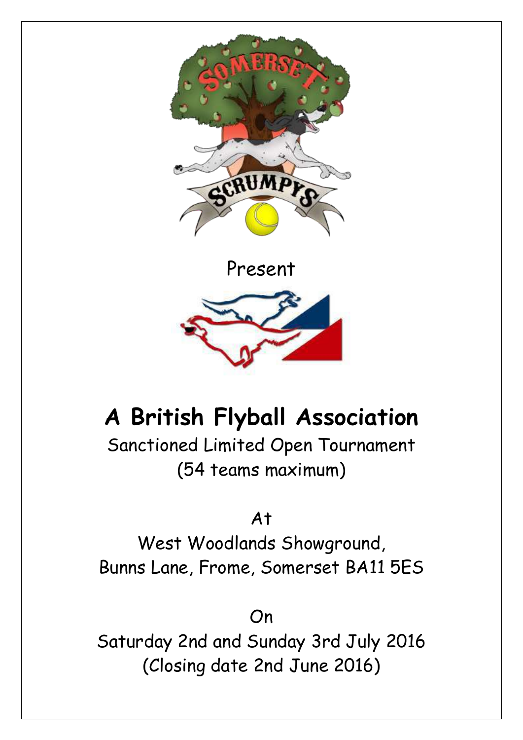Present

# A British Flyball Association

Sanctioned Limited Open Tournament
(54 teams maximum)

At

West Woodlands Showground,
Bunns Lane, Frome, Somerset BA11 5ES

On

Saturday 2nd and Sunday 3rd July 2016
(Closing date 2nd June 2016)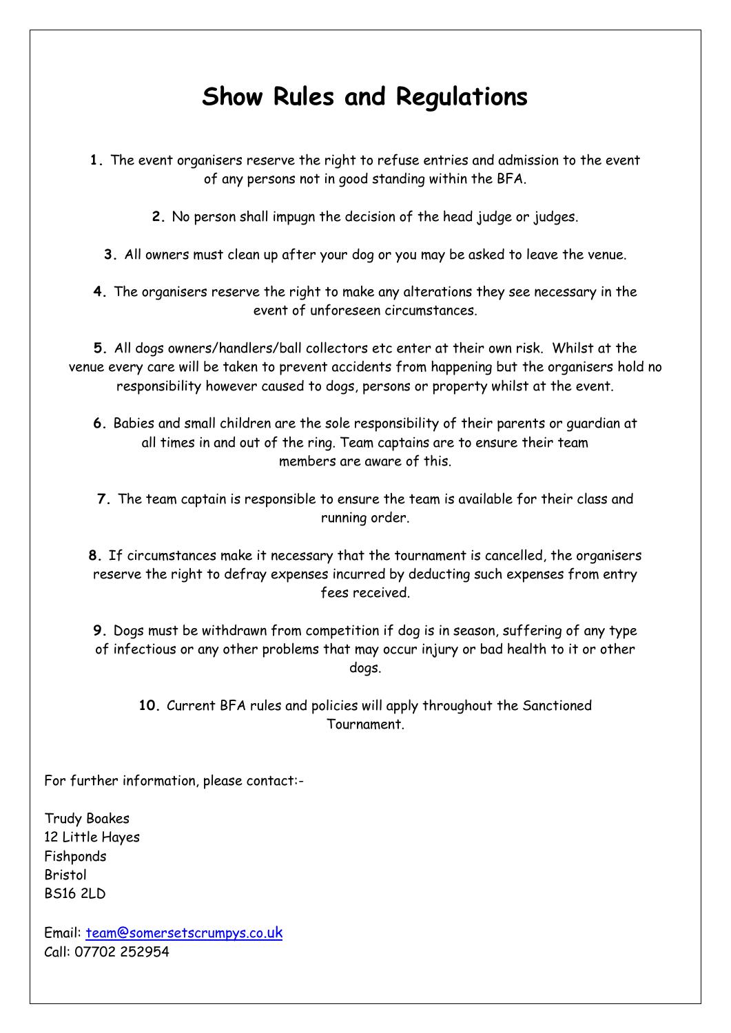# Show Rules and Regulations

**1.** The event organisers reserve the right to refuse entries and admission to the event of any persons not in good standing within the BFA.

**2.** No person shall impugn the decision of the head judge or judges.

**3.** All owners must clean up after your dog or you may be asked to leave the venue.

**4.** The organisers reserve the right to make any alterations they see necessary in the event of unforeseen circumstances.

**5.** All dogs owners/handlers/ball collectors etc enter at their own risk. Whilst at the venue every care will be taken to prevent accidents from happening but the organisers hold no responsibility however caused to dogs, persons or property whilst at the event.

**6.** Babies and small children are the sole responsibility of their parents or guardian at all times in and out of the ring. Team captains are to ensure their team members are aware of this.

**7.** The team captain is responsible to ensure the team is available for their class and running order.

**8.** If circumstances make it necessary that the tournament is cancelled, the organisers reserve the right to defray expenses incurred by deducting such expenses from entry fees received.

**9.** Dogs must be withdrawn from competition if dog is in season, suffering of any type of infectious or any other problems that may occur injury or bad health to it or other dogs.

**10.** Current BFA rules and policies will apply throughout the Sanctioned Tournament.

For further information, please contact:-

Trudy Boakes
12 Little Hayes
Fishponds
Bristol
BS16 2LD

Email: team@somersetscrumpys.co.uk
Call: 07702 252954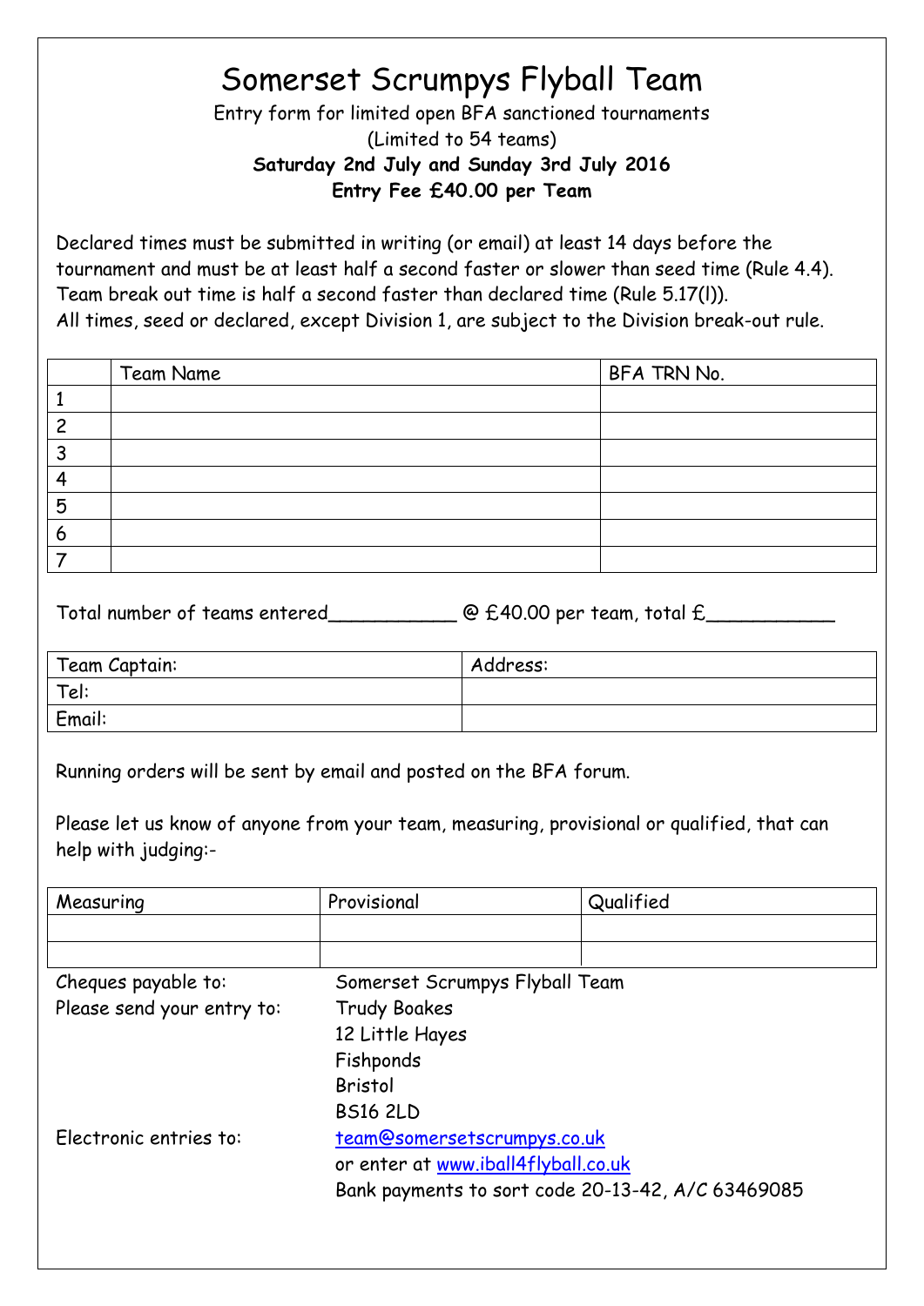# Somerset Scrumpys Flyball Team

Entry form for limited open BFA sanctioned tournaments
(Limited to 54 teams)
**Saturday 2nd July and Sunday 3rd July 2016**
**Entry Fee £40.00 per Team**

Declared times must be submitted in writing (or email) at least 14 days before the tournament and must be at least half a second faster or slower than seed time (Rule 4.4).
Team break out time is half a second faster than declared time (Rule 5.17(l)).
All times, seed or declared, except Division 1, are subject to the Division break-out rule.

| | Team Name | BFA TRN No. |
|---|---|---|
| 1 | | |
| 2 | | |
| 3 | | |
| 4 | | |
| 5 | | |
| 6 | | |
| 7 | | |

Total number of teams entered___________ @ £40.00 per team, total £___________

| Team Captain: | Address: |
|---|---|
| Tel: | |
| Email: | |

Running orders will be sent by email and posted on the BFA forum.

Please let us know of anyone from your team, measuring, provisional or qualified, that can help with judging:-

| Measuring | Provisional | Qualified |
|---|---|---|
| | | |
| | | |

Cheques payable to: Somerset Scrumpys Flyball Team

Please send your entry to:
Trudy Boakes
12 Little Hayes
Fishponds
Bristol
BS16 2LD

Electronic entries to: team@somersetscrumpys.co.uk
or enter at www.iball4flyball.co.uk
Bank payments to sort code 20-13-42, A/C 63469085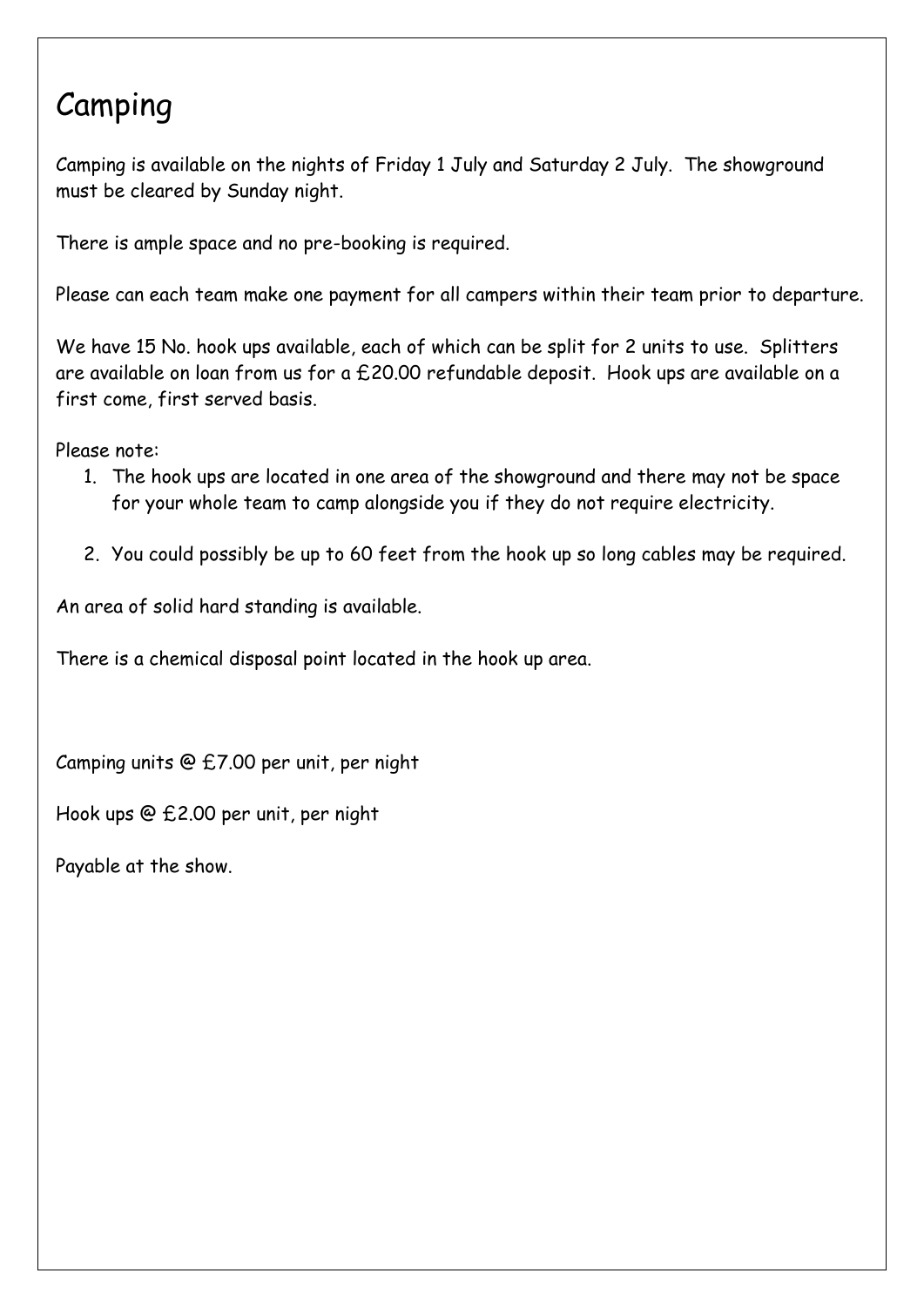# Camping

Camping is available on the nights of Friday 1 July and Saturday 2 July. The showground must be cleared by Sunday night.

There is ample space and no pre-booking is required.

Please can each team make one payment for all campers within their team prior to departure.

We have 15 No. hook ups available, each of which can be split for 2 units to use. Splitters are available on loan from us for a £20.00 refundable deposit. Hook ups are available on a first come, first served basis.

Please note:

1. The hook ups are located in one area of the showground and there may not be space for your whole team to camp alongside you if they do not require electricity.
2. You could possibly be up to 60 feet from the hook up so long cables may be required.

An area of solid hard standing is available.

There is a chemical disposal point located in the hook up area.

Camping units @ £7.00 per unit, per night

Hook ups @ £2.00 per unit, per night

Payable at the show.